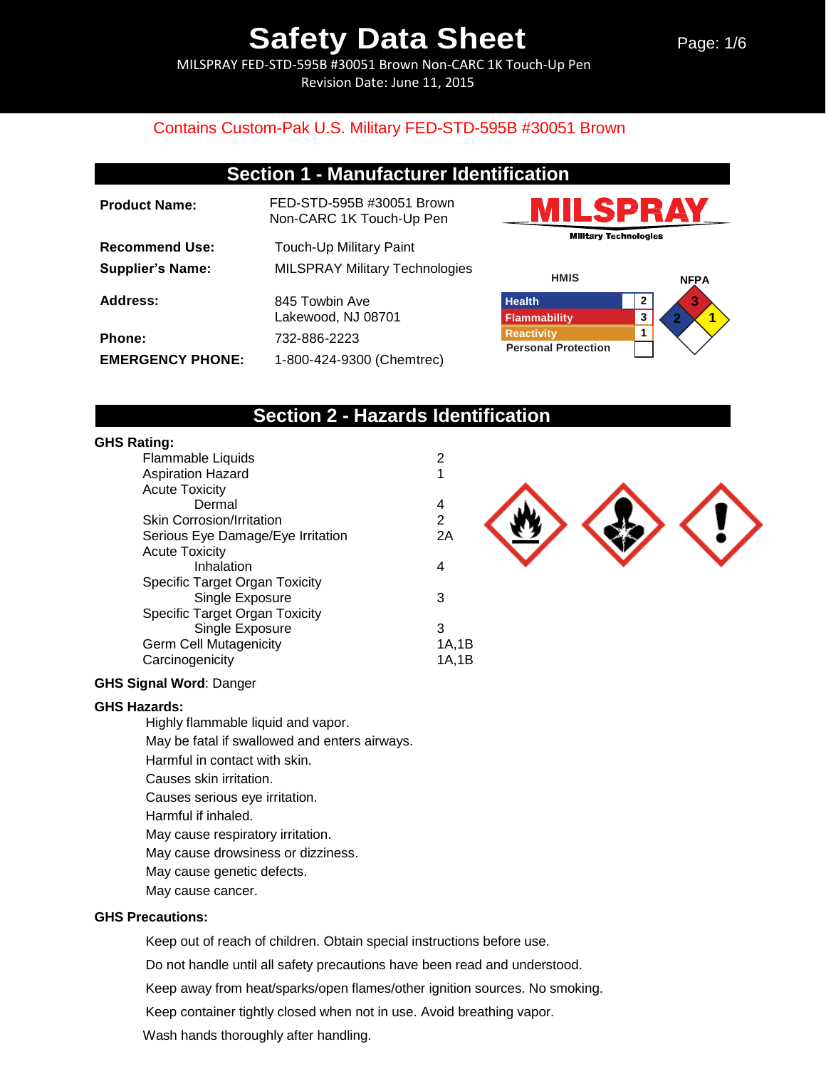# Safety Data Sheet

MILSPRAY FED-STD-595B #30051 Brown Non-CARC 1K Touch-Up Pen
Revision Date: June 11, 2015

Contains Custom-Pak U.S. Military FED-STD-595B #30051 Brown

## Section 1 - Manufacturer Identification

**Product Name:** FED-STD-595B #30051 Brown Non-CARC 1K Touch-Up Pen

**Recommend Use:** Touch-Up Military Paint

**Supplier's Name:** MILSPRAY Military Technologies

**Address:** 845 Towbin Ave
Lakewood, NJ 08701

**Phone:** 732-886-2223

**EMERGENCY PHONE:** 1-800-424-9300 (Chemtrec)

MILSPRAY Military Technologies

**HMIS**

| | |
|---|---|
| Health | 2 |
| Flammability | 3 |
| Reactivity | 1 |
| Personal Protection | |

**NFPA**

Flammability (red): 3, Health (blue): 2, Reactivity (yellow): 1

## Section 2 - Hazards Identification

**GHS Rating:**

| | |
|---|---|
| Flammable Liquids | 2 |
| Aspiration Hazard | 1 |
| Acute Toxicity | |
| Dermal | 4 |
| Skin Corrosion/Irritation | 2 |
| Serious Eye Damage/Eye Irritation | 2A |
| Acute Toxicity | |
| Inhalation | 4 |
| Specific Target Organ Toxicity | |
| Single Exposure | 3 |
| Specific Target Organ Toxicity | |
| Single Exposure | 3 |
| Germ Cell Mutagenicity | 1A,1B |
| Carcinogenicity | 1A,1B |

**GHS Signal Word**: Danger

**GHS Hazards:**

Highly flammable liquid and vapor.
May be fatal if swallowed and enters airways.
Harmful in contact with skin.
Causes skin irritation.
Causes serious eye irritation.
Harmful if inhaled.
May cause respiratory irritation.
May cause drowsiness or dizziness.
May cause genetic defects.
May cause cancer.

**GHS Precautions:**

Keep out of reach of children. Obtain special instructions before use.
Do not handle until all safety precautions have been read and understood.
Keep away from heat/sparks/open flames/other ignition sources. No smoking.
Keep container tightly closed when not in use. Avoid breathing vapor.
Wash hands thoroughly after handling.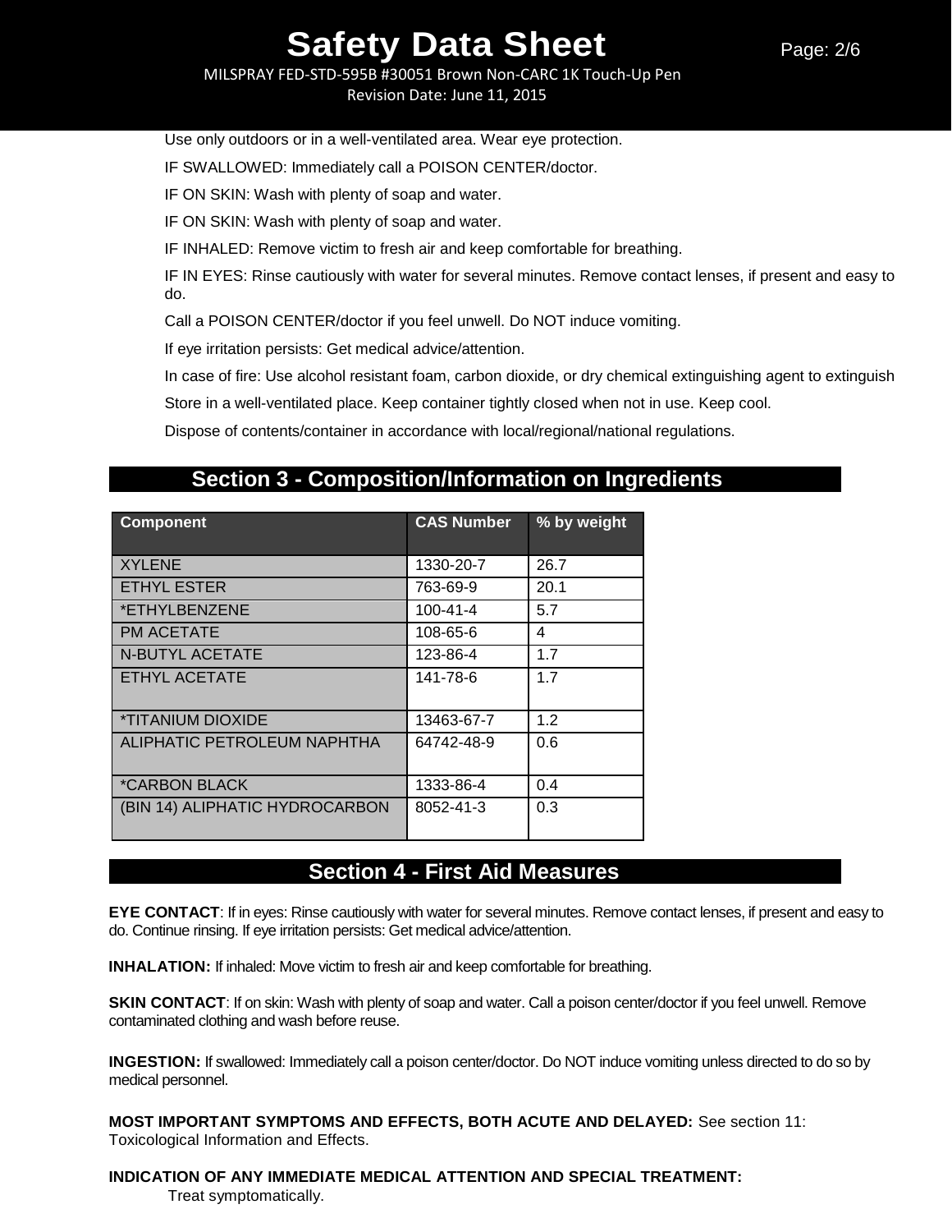Use only outdoors or in a well-ventilated area. Wear eye protection.

IF SWALLOWED: Immediately call a POISON CENTER/doctor.

IF ON SKIN: Wash with plenty of soap and water.

IF ON SKIN: Wash with plenty of soap and water.

IF INHALED: Remove victim to fresh air and keep comfortable for breathing.

IF IN EYES: Rinse cautiously with water for several minutes. Remove contact lenses, if present and easy to do.

Call a POISON CENTER/doctor if you feel unwell. Do NOT induce vomiting.

If eye irritation persists: Get medical advice/attention.

In case of fire: Use alcohol resistant foam, carbon dioxide, or dry chemical extinguishing agent to extinguish

Store in a well-ventilated place. Keep container tightly closed when not in use. Keep cool.

Dispose of contents/container in accordance with local/regional/national regulations.

## Section 3 - Composition/Information on Ingredients

| Component | CAS Number | % by weight |
|---|---|---|
| XYLENE | 1330-20-7 | 26.7 |
| ETHYL ESTER | 763-69-9 | 20.1 |
| *ETHYLBENZENE | 100-41-4 | 5.7 |
| PM ACETATE | 108-65-6 | 4 |
| N-BUTYL ACETATE | 123-86-4 | 1.7 |
| ETHYL ACETATE | 141-78-6 | 1.7 |
| *TITANIUM DIOXIDE | 13463-67-7 | 1.2 |
| ALIPHATIC PETROLEUM NAPHTHA | 64742-48-9 | 0.6 |
| *CARBON BLACK | 1333-86-4 | 0.4 |
| (BIN 14) ALIPHATIC HYDROCARBON | 8052-41-3 | 0.3 |

## Section 4 - First Aid Measures

**EYE CONTACT**: If in eyes: Rinse cautiously with water for several minutes. Remove contact lenses, if present and easy to do. Continue rinsing. If eye irritation persists: Get medical advice/attention.

**INHALATION:** If inhaled: Move victim to fresh air and keep comfortable for breathing.

**SKIN CONTACT**: If on skin: Wash with plenty of soap and water. Call a poison center/doctor if you feel unwell. Remove contaminated clothing and wash before reuse.

**INGESTION:** If swallowed: Immediately call a poison center/doctor. Do NOT induce vomiting unless directed to do so by medical personnel.

**MOST IMPORTANT SYMPTOMS AND EFFECTS, BOTH ACUTE AND DELAYED:** See section 11: Toxicological Information and Effects.

**INDICATION OF ANY IMMEDIATE MEDICAL ATTENTION AND SPECIAL TREATMENT:**

Treat symptomatically.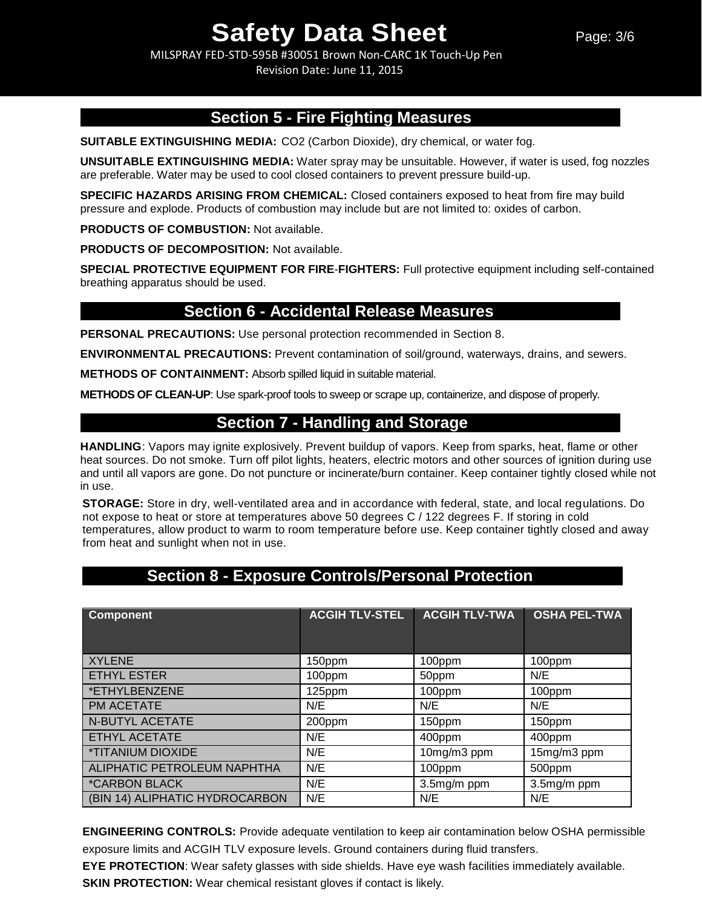## Section 5 - Fire Fighting Measures

**SUITABLE EXTINGUISHING MEDIA:** $CO_2$ (Carbon Dioxide), dry chemical, or water fog.

**UNSUITABLE EXTINGUISHING MEDIA:** Water spray may be unsuitable. However, if water is used, fog nozzles are preferable. Water may be used to cool closed containers to prevent pressure build-up.

**SPECIFIC HAZARDS ARISING FROM CHEMICAL:** Closed containers exposed to heat from fire may build pressure and explode. Products of combustion may include but are not limited to: oxides of carbon.

**PRODUCTS OF COMBUSTION:** Not available.

**PRODUCTS OF DECOMPOSITION:** Not available.

**SPECIAL PROTECTIVE EQUIPMENT FOR FIRE-FIGHTERS:** Full protective equipment including self-contained breathing apparatus should be used.

## Section 6 - Accidental Release Measures

**PERSONAL PRECAUTIONS:** Use personal protection recommended in Section 8.

**ENVIRONMENTAL PRECAUTIONS:** Prevent contamination of soil/ground, waterways, drains, and sewers.

**METHODS OF CONTAINMENT:** Absorb spilled liquid in suitable material.

**METHODS OF CLEAN-UP**: Use spark-proof tools to sweep or scrape up, containerize, and dispose of properly.

## Section 7 - Handling and Storage

**HANDLING**: Vapors may ignite explosively. Prevent buildup of vapors. Keep from sparks, heat, flame or other heat sources. Do not smoke. Turn off pilot lights, heaters, electric motors and other sources of ignition during use and until all vapors are gone. Do not puncture or incinerate/burn container. Keep container tightly closed while not in use.

**STORAGE:** Store in dry, well-ventilated area and in accordance with federal, state, and local regulations. Do not expose to heat or store at temperatures above 50 degrees C / 122 degrees F. If storing in cold temperatures, allow product to warm to room temperature before use. Keep container tightly closed and away from heat and sunlight when not in use.

## Section 8 - Exposure Controls/Personal Protection

| Component | ACGIH TLV-STEL | ACGIH TLV-TWA | OSHA PEL-TWA |
|---|---|---|---|
| XYLENE | 150ppm | 100ppm | 100ppm |
| ETHYL ESTER | 100ppm | 50ppm | N/E |
| *ETHYLBENZENE | 125ppm | 100ppm | 100ppm |
| PM ACETATE | N/E | N/E | N/E |
| N-BUTYL ACETATE | 200ppm | 150ppm | 150ppm |
| ETHYL ACETATE | N/E | 400ppm | 400ppm |
| *TITANIUM DIOXIDE | N/E | 10mg/m3 ppm | 15mg/m3 ppm |
| ALIPHATIC PETROLEUM NAPHTHA | N/E | 100ppm | 500ppm |
| *CARBON BLACK | N/E | 3.5mg/m ppm | 3.5mg/m ppm |
| (BIN 14) ALIPHATIC HYDROCARBON | N/E | N/E | N/E |

**ENGINEERING CONTROLS:** Provide adequate ventilation to keep air contamination below OSHA permissible exposure limits and ACGIH TLV exposure levels. Ground containers during fluid transfers.

**EYE PROTECTION**: Wear safety glasses with side shields. Have eye wash facilities immediately available.

**SKIN PROTECTION:** Wear chemical resistant gloves if contact is likely.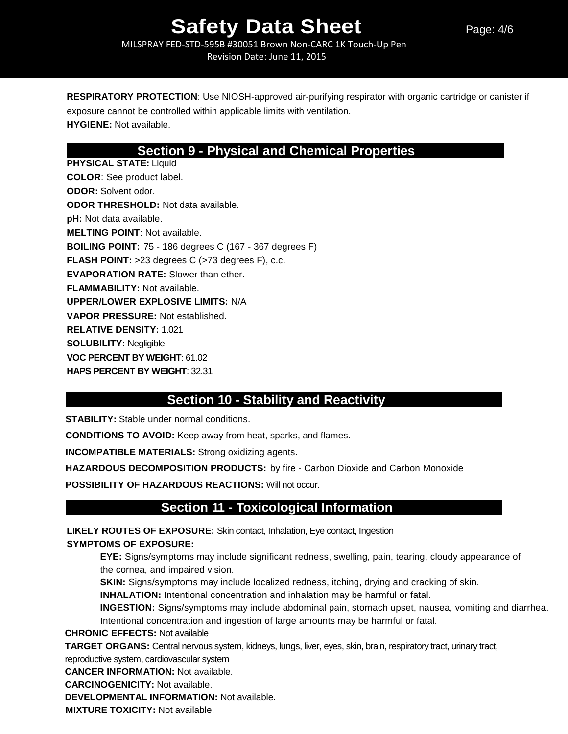**RESPIRATORY PROTECTION**: Use NIOSH-approved air-purifying respirator with organic cartridge or canister if exposure cannot be controlled within applicable limits with ventilation.
**HYGIENE:** Not available.

## Section 9 - Physical and Chemical Properties

**PHYSICAL STATE:** Liquid
**COLOR**: See product label.
**ODOR:** Solvent odor.
**ODOR THRESHOLD:** Not data available.
**pH:** Not data available.
**MELTING POINT**: Not available.
**BOILING POINT:** 75 - 186 degrees C (167 - 367 degrees F)
**FLASH POINT:** >23 degrees C (>73 degrees F), c.c.
**EVAPORATION RATE:** Slower than ether.
**FLAMMABILITY:** Not available.
**UPPER/LOWER EXPLOSIVE LIMITS:** N/A
**VAPOR PRESSURE:** Not established.
**RELATIVE DENSITY:** 1.021
**SOLUBILITY:** Negligible
**VOC PERCENT BY WEIGHT**: 61.02
**HAPS PERCENT BY WEIGHT**: 32.31

## Section 10 - Stability and Reactivity

**STABILITY:** Stable under normal conditions.

**CONDITIONS TO AVOID:** Keep away from heat, sparks, and flames.

**INCOMPATIBLE MATERIALS:** Strong oxidizing agents.

**HAZARDOUS DECOMPOSITION PRODUCTS:** by fire - Carbon Dioxide and Carbon Monoxide

**POSSIBILITY OF HAZARDOUS REACTIONS:** Will not occur.

## Section 11 - Toxicological Information

**LIKELY ROUTES OF EXPOSURE:** Skin contact, Inhalation, Eye contact, Ingestion
**SYMPTOMS OF EXPOSURE:**

- **EYE:** Signs/symptoms may include significant redness, swelling, pain, tearing, cloudy appearance of the cornea, and impaired vision.
- **SKIN:** Signs/symptoms may include localized redness, itching, drying and cracking of skin.
- **INHALATION:** Intentional concentration and inhalation may be harmful or fatal.
- **INGESTION:** Signs/symptoms may include abdominal pain, stomach upset, nausea, vomiting and diarrhea. Intentional concentration and ingestion of large amounts may be harmful or fatal.

**CHRONIC EFFECTS:** Not available
**TARGET ORGANS:** Central nervous system, kidneys, lungs, liver, eyes, skin, brain, respiratory tract, urinary tract, reproductive system, cardiovascular system
**CANCER INFORMATION:** Not available.
**CARCINOGENICITY:** Not available.
**DEVELOPMENTAL INFORMATION:** Not available.
**MIXTURE TOXICITY:** Not available.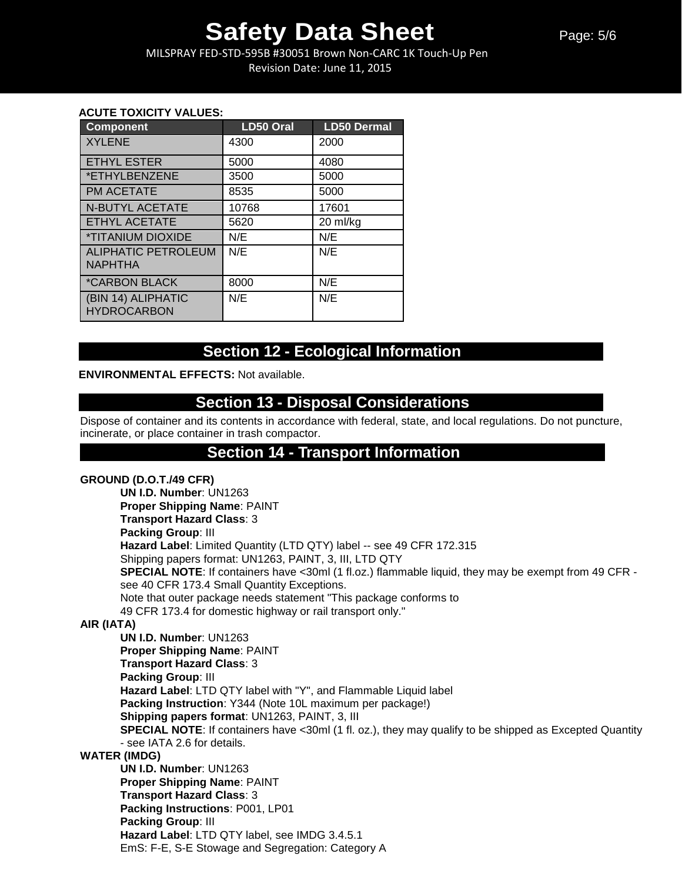**ACUTE TOXICITY VALUES:**

| Component | LD50 Oral | LD50 Dermal |
|---|---|---|
| XYLENE | 4300 | 2000 |
| ETHYL ESTER | 5000 | 4080 |
| *ETHYLBENZENE | 3500 | 5000 |
| PM ACETATE | 8535 | 5000 |
| N-BUTYL ACETATE | 10768 | 17601 |
| ETHYL ACETATE | 5620 | 20 ml/kg |
| *TITANIUM DIOXIDE | N/E | N/E |
| ALIPHATIC PETROLEUM NAPHTHA | N/E | N/E |
| *CARBON BLACK | 8000 | N/E |
| (BIN 14) ALIPHATIC HYDROCARBON | N/E | N/E |

## Section 12 - Ecological Information

**ENVIRONMENTAL EFFECTS:** Not available.

## Section 13 - Disposal Considerations

Dispose of container and its contents in accordance with federal, state, and local regulations. Do not puncture, incinerate, or place container in trash compactor.

## Section 14 - Transport Information

**GROUND (D.O.T./49 CFR)**

**UN I.D. Number**: UN1263
**Proper Shipping Name**: PAINT
**Transport Hazard Class**: 3
**Packing Group**: III
**Hazard Label**: Limited Quantity (LTD QTY) label -- see 49 CFR 172.315
Shipping papers format: UN1263, PAINT, 3, III, LTD QTY
**SPECIAL NOTE**: If containers have <30ml (1 fl.oz.) flammable liquid, they may be exempt from 49 CFR - see 40 CFR 173.4 Small Quantity Exceptions.
Note that outer package needs statement "This package conforms to 49 CFR 173.4 for domestic highway or rail transport only."

**AIR (IATA)**

**UN I.D. Number**: UN1263
**Proper Shipping Name**: PAINT
**Transport Hazard Class**: 3
**Packing Group**: III
**Hazard Label**: LTD QTY label with "Y", and Flammable Liquid label
**Packing Instruction**: Y344 (Note 10L maximum per package!)
**Shipping papers format**: UN1263, PAINT, 3, III
**SPECIAL NOTE**: If containers have <30ml (1 fl. oz.), they may qualify to be shipped as Excepted Quantity - see IATA 2.6 for details.

**WATER (IMDG)**

**UN I.D. Number**: UN1263
**Proper Shipping Name**: PAINT
**Transport Hazard Class**: 3
**Packing Instructions**: P001, LP01
**Packing Group**: III
**Hazard Label**: LTD QTY label, see IMDG 3.4.5.1
EmS: F-E, S-E Stowage and Segregation: Category A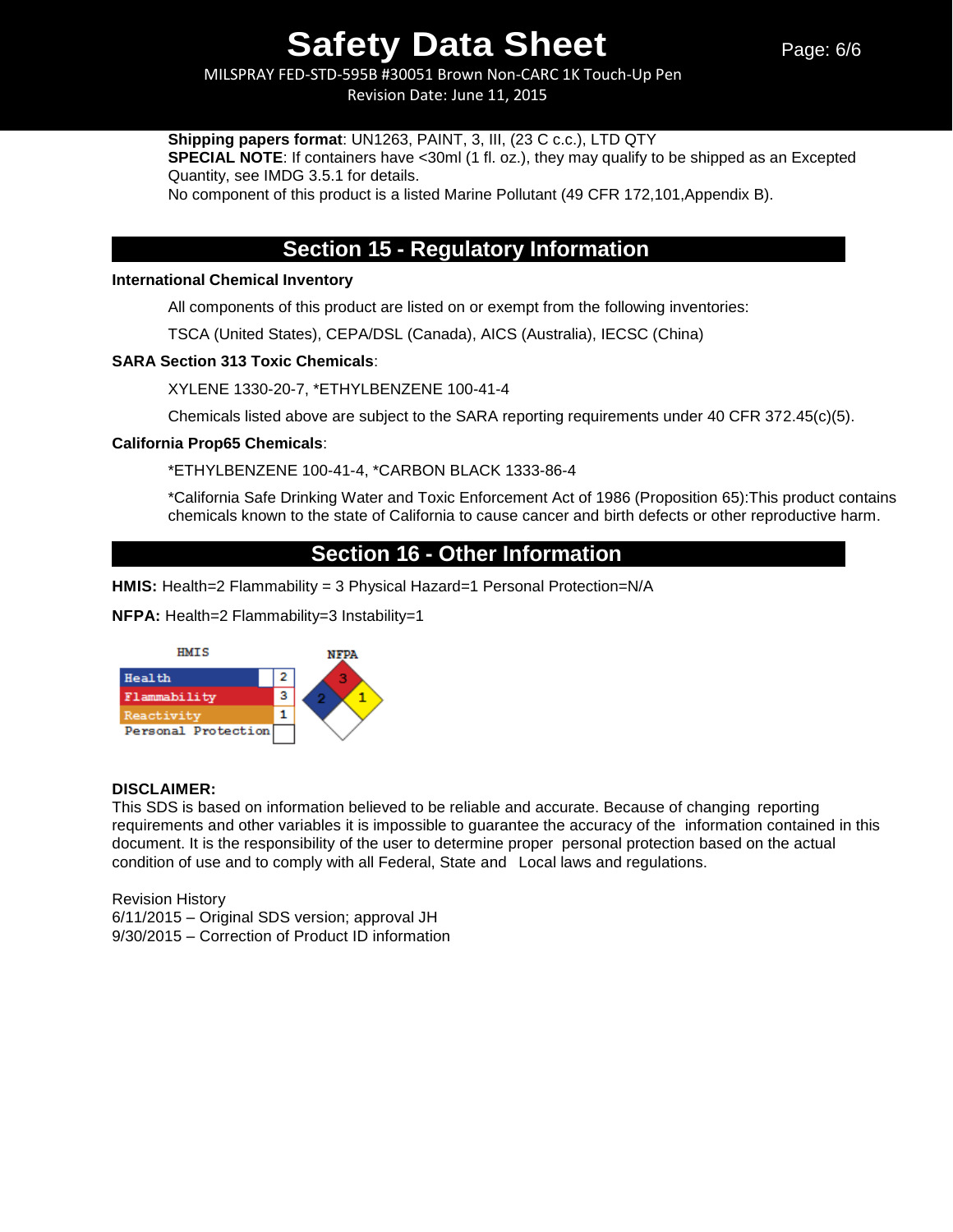**Shipping papers format**: UN1263, PAINT, 3, III, (23 C c.c.), LTD QTY
**SPECIAL NOTE**: If containers have <30ml (1 fl. oz.), they may qualify to be shipped as an Excepted Quantity, see IMDG 3.5.1 for details.
No component of this product is a listed Marine Pollutant (49 CFR 172,101,Appendix B).

## Section 15 - Regulatory Information

**International Chemical Inventory**

All components of this product are listed on or exempt from the following inventories:

TSCA (United States), CEPA/DSL (Canada), AICS (Australia), IECSC (China)

**SARA Section 313 Toxic Chemicals**:

XYLENE 1330-20-7, *ETHYLBENZENE 100-41-4

Chemicals listed above are subject to the SARA reporting requirements under 40 CFR 372.45(c)(5).

**California Prop65 Chemicals**:

*ETHYLBENZENE 100-41-4, *CARBON BLACK 1333-86-4

*California Safe Drinking Water and Toxic Enforcement Act of 1986 (Proposition 65):This product contains chemicals known to the state of California to cause cancer and birth defects or other reproductive harm.

## Section 16 - Other Information

**HMIS:** Health=2 Flammability = 3 Physical Hazard=1 Personal Protection=N/A

**NFPA:** Health=2 Flammability=3 Instability=1

| HMIS | |
|---|---|
| Health | 2 |
| Flammability | 3 |
| Reactivity | 1 |
| Personal Protection | |

NFPA

3

2

1

**DISCLAIMER:**
This SDS is based on information believed to be reliable and accurate. Because of changing reporting requirements and other variables it is impossible to guarantee the accuracy of the information contained in this document. It is the responsibility of the user to determine proper personal protection based on the actual condition of use and to comply with all Federal, State and Local laws and regulations.

Revision History
6/11/2015 – Original SDS version; approval JH
9/30/2015 – Correction of Product ID information